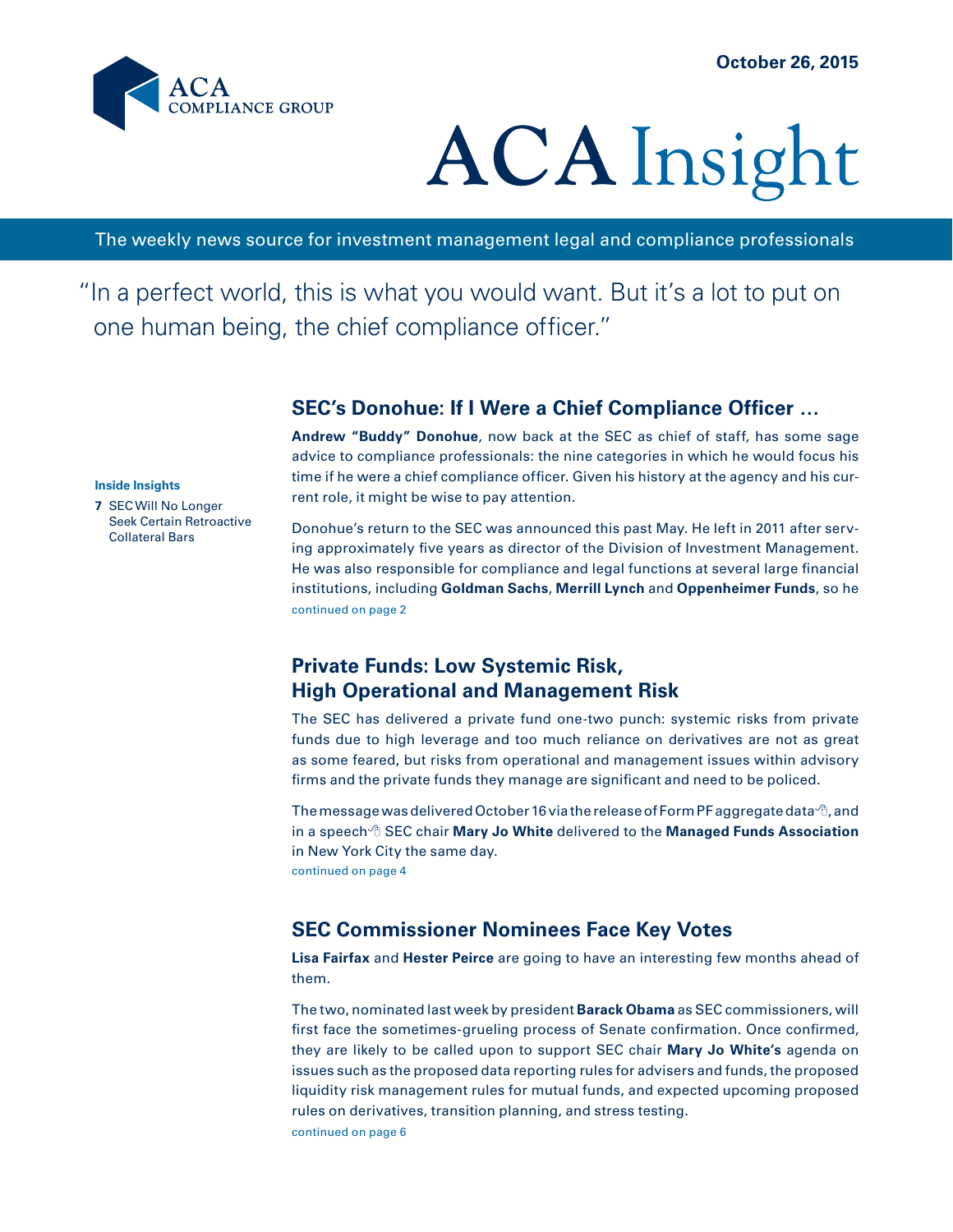October 26, 2015

ACA COMPLIANCE GROUP

# ACA Insight

The weekly news source for investment management legal and compliance professionals

"In a perfect world, this is what you would want. But it's a lot to put on one human being, the chief compliance officer."

**Inside Insights**

**7** SEC Will No Longer Seek Certain Retroactive Collateral Bars

## SEC's Donohue: If I Were a Chief Compliance Officer …

**Andrew "Buddy" Donohue**, now back at the SEC as chief of staff, has some sage advice to compliance professionals: the nine categories in which he would focus his time if he were a chief compliance officer. Given his history at the agency and his current role, it might be wise to pay attention.

Donohue's return to the SEC was announced this past May. He left in 2011 after serving approximately five years as director of the Division of Investment Management. He was also responsible for compliance and legal functions at several large financial institutions, including **Goldman Sachs**, **Merrill Lynch** and **Oppenheimer Funds**, so he

continued on page 2

## Private Funds: Low Systemic Risk, High Operational and Management Risk

The SEC has delivered a private fund one-two punch: systemic risks from private funds due to high leverage and too much reliance on derivatives are not as great as some feared, but risks from operational and management issues within advisory firms and the private funds they manage are significant and need to be policed.

The message was delivered October 16 via the release of Form PF aggregate data, and in a speech SEC chair **Mary Jo White** delivered to the **Managed Funds Association** in New York City the same day.

continued on page 4

## SEC Commissioner Nominees Face Key Votes

**Lisa Fairfax** and **Hester Peirce** are going to have an interesting few months ahead of them.

The two, nominated last week by president **Barack Obama** as SEC commissioners, will first face the sometimes-grueling process of Senate confirmation. Once confirmed, they are likely to be called upon to support SEC chair **Mary Jo White's** agenda on issues such as the proposed data reporting rules for advisers and funds, the proposed liquidity risk management rules for mutual funds, and expected upcoming proposed rules on derivatives, transition planning, and stress testing.

continued on page 6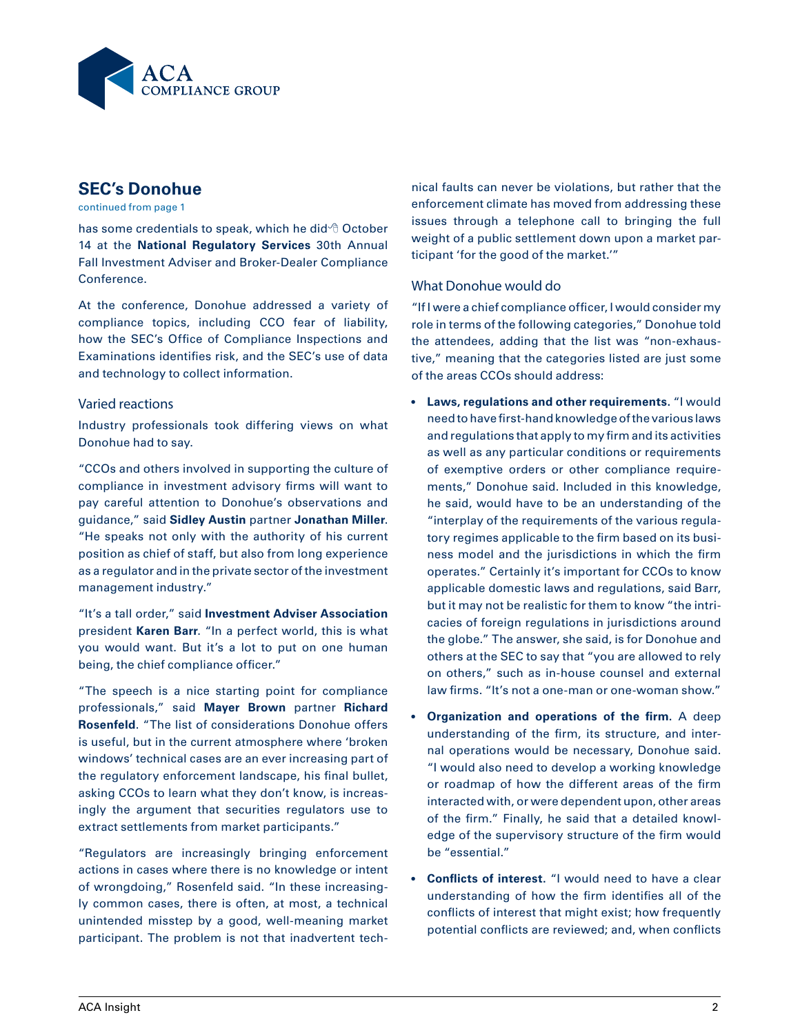## SEC's Donohue

continued from page 1

has some credentials to speak, which he did October 14 at the **National Regulatory Services** 30th Annual Fall Investment Adviser and Broker-Dealer Compliance Conference.

At the conference, Donohue addressed a variety of compliance topics, including CCO fear of liability, how the SEC's Office of Compliance Inspections and Examinations identifies risk, and the SEC's use of data and technology to collect information.

### Varied reactions

Industry professionals took differing views on what Donohue had to say.

"CCOs and others involved in supporting the culture of compliance in investment advisory firms will want to pay careful attention to Donohue's observations and guidance," said **Sidley Austin** partner **Jonathan Miller**. "He speaks not only with the authority of his current position as chief of staff, but also from long experience as a regulator and in the private sector of the investment management industry."

"It's a tall order," said **Investment Adviser Association** president **Karen Barr**. "In a perfect world, this is what you would want. But it's a lot to put on one human being, the chief compliance officer."

"The speech is a nice starting point for compliance professionals," said **Mayer Brown** partner **Richard Rosenfeld**. "The list of considerations Donohue offers is useful, but in the current atmosphere where 'broken windows' technical cases are an ever increasing part of the regulatory enforcement landscape, his final bullet, asking CCOs to learn what they don't know, is increasingly the argument that securities regulators use to extract settlements from market participants."

"Regulators are increasingly bringing enforcement actions in cases where there is no knowledge or intent of wrongdoing," Rosenfeld said. "In these increasingly common cases, there is often, at most, a technical unintended misstep by a good, well-meaning market participant. The problem is not that inadvertent technical faults can never be violations, but rather that the enforcement climate has moved from addressing these issues through a telephone call to bringing the full weight of a public settlement down upon a market participant 'for the good of the market.'"

### What Donohue would do

"If I were a chief compliance officer, I would consider my role in terms of the following categories," Donohue told the attendees, adding that the list was "non-exhaustive," meaning that the categories listed are just some of the areas CCOs should address:

- **Laws, regulations and other requirements.** "I would need to have first-hand knowledge of the various laws and regulations that apply to my firm and its activities as well as any particular conditions or requirements of exemptive orders or other compliance requirements," Donohue said. Included in this knowledge, he said, would have to be an understanding of the "interplay of the requirements of the various regulatory regimes applicable to the firm based on its business model and the jurisdictions in which the firm operates." Certainly it's important for CCOs to know applicable domestic laws and regulations, said Barr, but it may not be realistic for them to know "the intricacies of foreign regulations in jurisdictions around the globe." The answer, she said, is for Donohue and others at the SEC to say that "you are allowed to rely on others," such as in-house counsel and external law firms. "It's not a one-man or one-woman show."
- **Organization and operations of the firm.** A deep understanding of the firm, its structure, and internal operations would be necessary, Donohue said. "I would also need to develop a working knowledge or roadmap of how the different areas of the firm interacted with, or were dependent upon, other areas of the firm." Finally, he said that a detailed knowledge of the supervisory structure of the firm would be "essential."
- **Conflicts of interest.** "I would need to have a clear understanding of how the firm identifies all of the conflicts of interest that might exist; how frequently potential conflicts are reviewed; and, when conflicts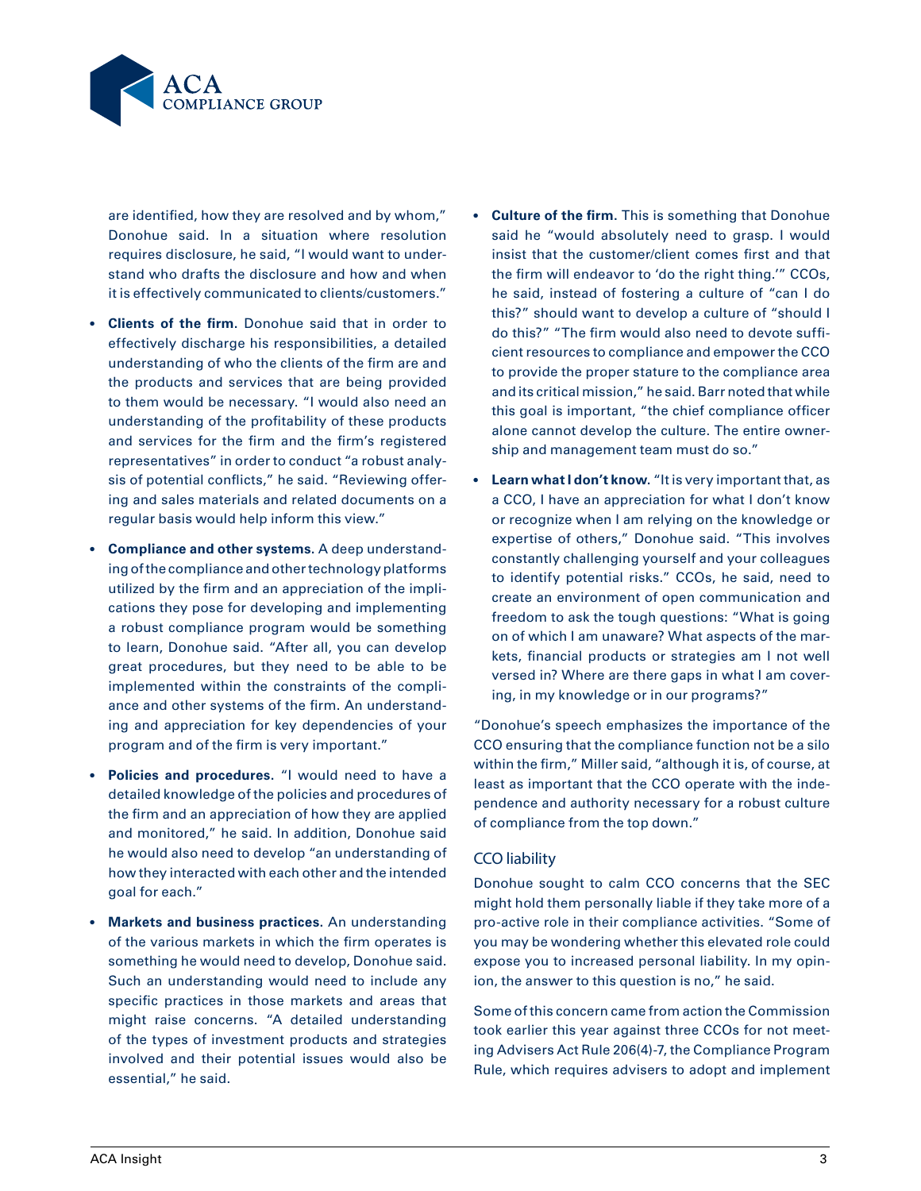are identified, how they are resolved and by whom," Donohue said. In a situation where resolution requires disclosure, he said, "I would want to understand who drafts the disclosure and how and when it is effectively communicated to clients/customers."

- **Clients of the firm.** Donohue said that in order to effectively discharge his responsibilities, a detailed understanding of who the clients of the firm are and the products and services that are being provided to them would be necessary. "I would also need an understanding of the profitability of these products and services for the firm and the firm's registered representatives" in order to conduct "a robust analysis of potential conflicts," he said. "Reviewing offering and sales materials and related documents on a regular basis would help inform this view."

- **Compliance and other systems.** A deep understanding of the compliance and other technology platforms utilized by the firm and an appreciation of the implications they pose for developing and implementing a robust compliance program would be something to learn, Donohue said. "After all, you can develop great procedures, but they need to be able to be implemented within the constraints of the compliance and other systems of the firm. An understanding and appreciation for key dependencies of your program and of the firm is very important."

- **Policies and procedures.** "I would need to have a detailed knowledge of the policies and procedures of the firm and an appreciation of how they are applied and monitored," he said. In addition, Donohue said he would also need to develop "an understanding of how they interacted with each other and the intended goal for each."

- **Markets and business practices.** An understanding of the various markets in which the firm operates is something he would need to develop, Donohue said. Such an understanding would need to include any specific practices in those markets and areas that might raise concerns. "A detailed understanding of the types of investment products and strategies involved and their potential issues would also be essential," he said.

- **Culture of the firm.** This is something that Donohue said he "would absolutely need to grasp. I would insist that the customer/client comes first and that the firm will endeavor to 'do the right thing.'" CCOs, he said, instead of fostering a culture of "can I do this?" should want to develop a culture of "should I do this?" "The firm would also need to devote sufficient resources to compliance and empower the CCO to provide the proper stature to the compliance area and its critical mission," he said. Barr noted that while this goal is important, "the chief compliance officer alone cannot develop the culture. The entire ownership and management team must do so."

- **Learn what I don't know.** "It is very important that, as a CCO, I have an appreciation for what I don't know or recognize when I am relying on the knowledge or expertise of others," Donohue said. "This involves constantly challenging yourself and your colleagues to identify potential risks." CCOs, he said, need to create an environment of open communication and freedom to ask the tough questions: "What is going on of which I am unaware? What aspects of the markets, financial products or strategies am I not well versed in? Where are there gaps in what I am covering, in my knowledge or in our programs?"

"Donohue's speech emphasizes the importance of the CCO ensuring that the compliance function not be a silo within the firm," Miller said, "although it is, of course, at least as important that the CCO operate with the independence and authority necessary for a robust culture of compliance from the top down."

## CCO liability

Donohue sought to calm CCO concerns that the SEC might hold them personally liable if they take more of a pro-active role in their compliance activities. "Some of you may be wondering whether this elevated role could expose you to increased personal liability. In my opinion, the answer to this question is no," he said.

Some of this concern came from action the Commission took earlier this year against three CCOs for not meeting Advisers Act Rule 206(4)-7, the Compliance Program Rule, which requires advisers to adopt and implement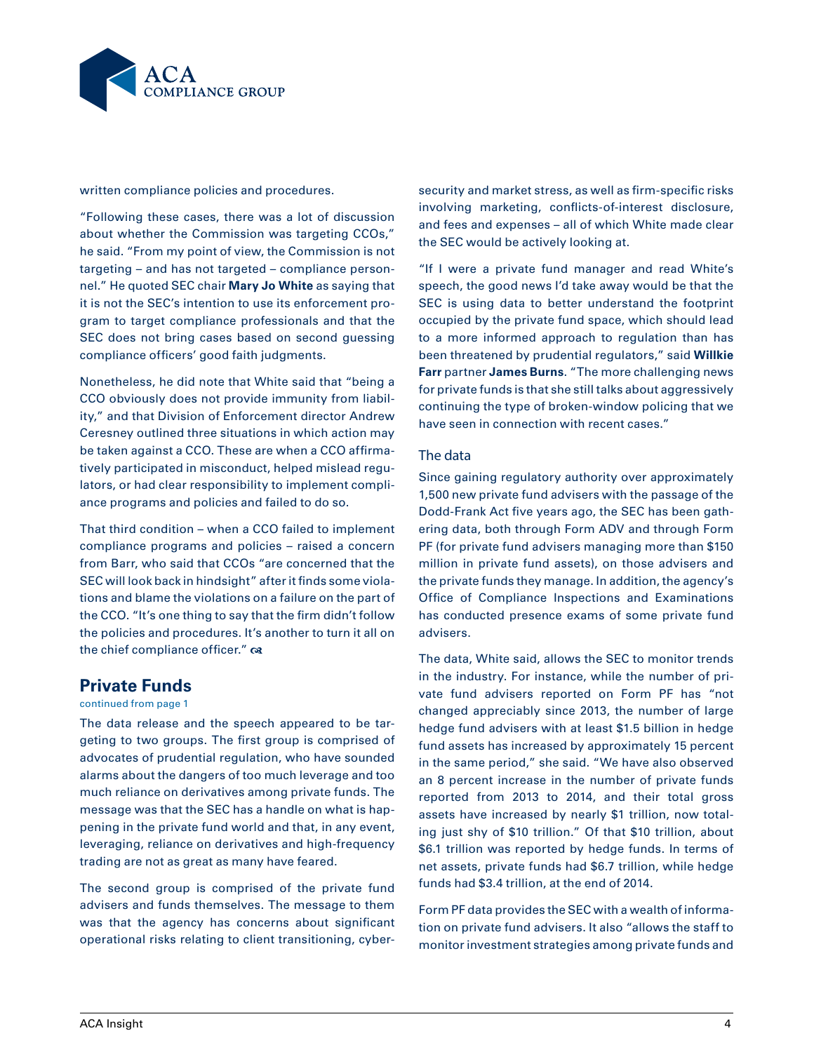written compliance policies and procedures.

"Following these cases, there was a lot of discussion about whether the Commission was targeting CCOs," he said. "From my point of view, the Commission is not targeting – and has not targeted – compliance personnel." He quoted SEC chair **Mary Jo White** as saying that it is not the SEC's intention to use its enforcement program to target compliance professionals and that the SEC does not bring cases based on second guessing compliance officers' good faith judgments.

Nonetheless, he did note that White said that "being a CCO obviously does not provide immunity from liability," and that Division of Enforcement director Andrew Ceresney outlined three situations in which action may be taken against a CCO. These are when a CCO affirmatively participated in misconduct, helped mislead regulators, or had clear responsibility to implement compliance programs and policies and failed to do so.

That third condition – when a CCO failed to implement compliance programs and policies – raised a concern from Barr, who said that CCOs "are concerned that the SEC will look back in hindsight" after it finds some violations and blame the violations on a failure on the part of the CCO. "It's one thing to say that the firm didn't follow the policies and procedures. It's another to turn it all on the chief compliance officer."

## Private Funds

continued from page 1

The data release and the speech appeared to be targeting to two groups. The first group is comprised of advocates of prudential regulation, who have sounded alarms about the dangers of too much leverage and too much reliance on derivatives among private funds. The message was that the SEC has a handle on what is happening in the private fund world and that, in any event, leveraging, reliance on derivatives and high-frequency trading are not as great as many have feared.

The second group is comprised of the private fund advisers and funds themselves. The message to them was that the agency has concerns about significant operational risks relating to client transitioning, cybersecurity and market stress, as well as firm-specific risks involving marketing, conflicts-of-interest disclosure, and fees and expenses – all of which White made clear the SEC would be actively looking at.

"If I were a private fund manager and read White's speech, the good news I'd take away would be that the SEC is using data to better understand the footprint occupied by the private fund space, which should lead to a more informed approach to regulation than has been threatened by prudential regulators," said **Willkie Farr** partner **James Burns**. "The more challenging news for private funds is that she still talks about aggressively continuing the type of broken-window policing that we have seen in connection with recent cases."

### The data

Since gaining regulatory authority over approximately 1,500 new private fund advisers with the passage of the Dodd-Frank Act five years ago, the SEC has been gathering data, both through Form ADV and through Form PF (for private fund advisers managing more than $150 million in private fund assets), on those advisers and the private funds they manage. In addition, the agency's Office of Compliance Inspections and Examinations has conducted presence exams of some private fund advisers.

The data, White said, allows the SEC to monitor trends in the industry. For instance, while the number of private fund advisers reported on Form PF has "not changed appreciably since 2013, the number of large hedge fund advisers with at least $1.5 billion in hedge fund assets has increased by approximately 15 percent in the same period," she said. "We have also observed an 8 percent increase in the number of private funds reported from 2013 to 2014, and their total gross assets have increased by nearly $1 trillion, now totaling just shy of $10 trillion." Of that $10 trillion, about $6.1 trillion was reported by hedge funds. In terms of net assets, private funds had $6.7 trillion, while hedge funds had $3.4 trillion, at the end of 2014.

Form PF data provides the SEC with a wealth of information on private fund advisers. It also "allows the staff to monitor investment strategies among private funds and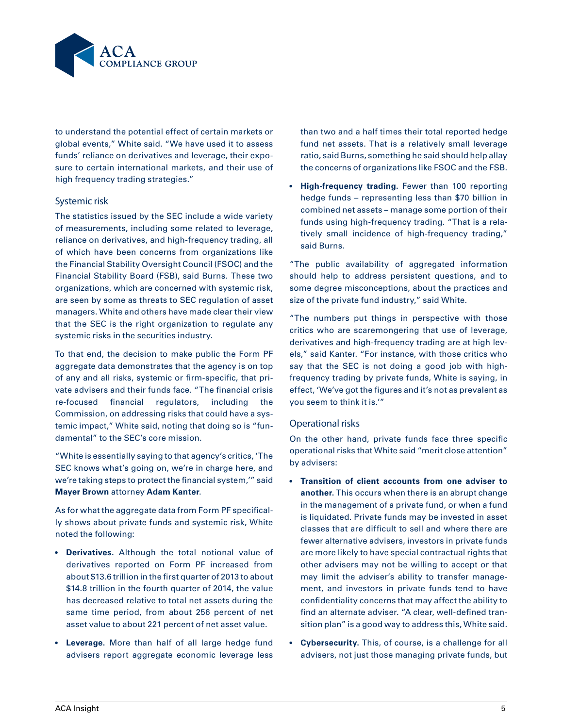to understand the potential effect of certain markets or global events," White said. "We have used it to assess funds' reliance on derivatives and leverage, their exposure to certain international markets, and their use of high frequency trading strategies."

## Systemic risk

The statistics issued by the SEC include a wide variety of measurements, including some related to leverage, reliance on derivatives, and high-frequency trading, all of which have been concerns from organizations like the Financial Stability Oversight Council (FSOC) and the Financial Stability Board (FSB), said Burns. These two organizations, which are concerned with systemic risk, are seen by some as threats to SEC regulation of asset managers. White and others have made clear their view that the SEC is the right organization to regulate any systemic risks in the securities industry.

To that end, the decision to make public the Form PF aggregate data demonstrates that the agency is on top of any and all risks, systemic or firm-specific, that private advisers and their funds face. "The financial crisis re-focused financial regulators, including the Commission, on addressing risks that could have a systemic impact," White said, noting that doing so is "fundamental" to the SEC's core mission.

"White is essentially saying to that agency's critics, 'The SEC knows what's going on, we're in charge here, and we're taking steps to protect the financial system,'" said **Mayer Brown** attorney **Adam Kanter**.

As for what the aggregate data from Form PF specifically shows about private funds and systemic risk, White noted the following:

- **Derivatives.** Although the total notional value of derivatives reported on Form PF increased from about $13.6 trillion in the first quarter of 2013 to about $14.8 trillion in the fourth quarter of 2014, the value has decreased relative to total net assets during the same time period, from about 256 percent of net asset value to about 221 percent of net asset value.
- **Leverage.** More than half of all large hedge fund advisers report aggregate economic leverage less than two and a half times their total reported hedge fund net assets. That is a relatively small leverage ratio, said Burns, something he said should help allay the concerns of organizations like FSOC and the FSB.
- **High-frequency trading.** Fewer than 100 reporting hedge funds – representing less than $70 billion in combined net assets – manage some portion of their funds using high-frequency trading. "That is a relatively small incidence of high-frequency trading," said Burns.

"The public availability of aggregated information should help to address persistent questions, and to some degree misconceptions, about the practices and size of the private fund industry," said White.

"The numbers put things in perspective with those critics who are scaremongering that use of leverage, derivatives and high-frequency trading are at high levels," said Kanter. "For instance, with those critics who say that the SEC is not doing a good job with high-frequency trading by private funds, White is saying, in effect, 'We've got the figures and it's not as prevalent as you seem to think it is.'"

## Operational risks

On the other hand, private funds face three specific operational risks that White said "merit close attention" by advisers:

- **Transition of client accounts from one adviser to another.** This occurs when there is an abrupt change in the management of a private fund, or when a fund is liquidated. Private funds may be invested in asset classes that are difficult to sell and where there are fewer alternative advisers, investors in private funds are more likely to have special contractual rights that other advisers may not be willing to accept or that may limit the adviser's ability to transfer management, and investors in private funds tend to have confidentiality concerns that may affect the ability to find an alternate adviser. "A clear, well-defined transition plan" is a good way to address this, White said.
- **Cybersecurity.** This, of course, is a challenge for all advisers, not just those managing private funds, but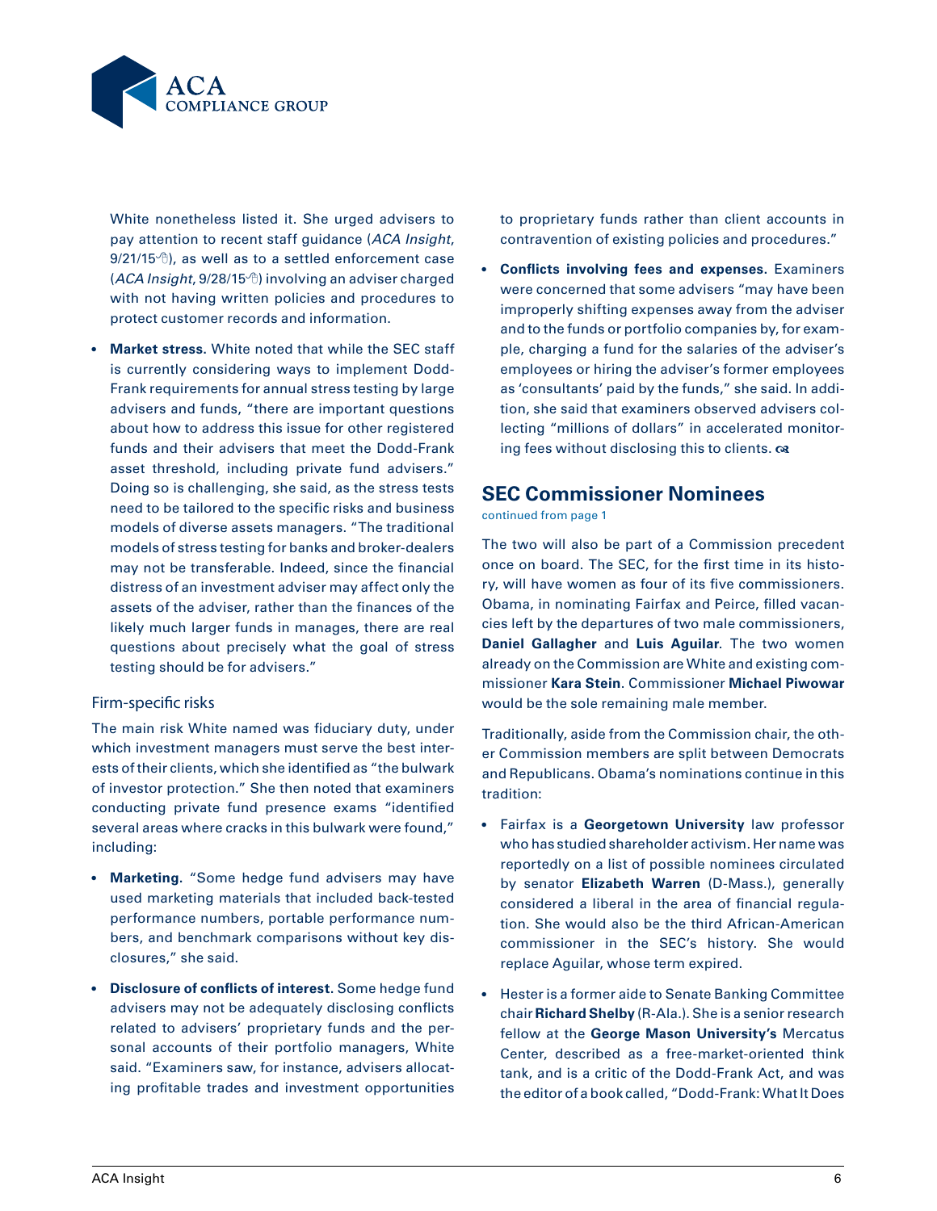White nonetheless listed it. She urged advisers to pay attention to recent staff guidance (*ACA Insight*, 9/21/15), as well as to a settled enforcement case (*ACA Insight*, 9/28/15) involving an adviser charged with not having written policies and procedures to protect customer records and information.

- **Market stress.** White noted that while the SEC staff is currently considering ways to implement Dodd-Frank requirements for annual stress testing by large advisers and funds, "there are important questions about how to address this issue for other registered funds and their advisers that meet the Dodd-Frank asset threshold, including private fund advisers." Doing so is challenging, she said, as the stress tests need to be tailored to the specific risks and business models of diverse assets managers. "The traditional models of stress testing for banks and broker-dealers may not be transferable. Indeed, since the financial distress of an investment adviser may affect only the assets of the adviser, rather than the finances of the likely much larger funds in manages, there are real questions about precisely what the goal of stress testing should be for advisers."

### Firm-specific risks

The main risk White named was fiduciary duty, under which investment managers must serve the best interests of their clients, which she identified as "the bulwark of investor protection." She then noted that examiners conducting private fund presence exams "identified several areas where cracks in this bulwark were found," including:

- **Marketing**. "Some hedge fund advisers may have used marketing materials that included back-tested performance numbers, portable performance numbers, and benchmark comparisons without key disclosures," she said.
- **Disclosure of conflicts of interest.** Some hedge fund advisers may not be adequately disclosing conflicts related to advisers' proprietary funds and the personal accounts of their portfolio managers, White said. "Examiners saw, for instance, advisers allocating profitable trades and investment opportunities to proprietary funds rather than client accounts in contravention of existing policies and procedures."
- **Conflicts involving fees and expenses**. Examiners were concerned that some advisers "may have been improperly shifting expenses away from the adviser and to the funds or portfolio companies by, for example, charging a fund for the salaries of the adviser's employees or hiring the adviser's former employees as 'consultants' paid by the funds," she said. In addition, she said that examiners observed advisers collecting "millions of dollars" in accelerated monitoring fees without disclosing this to clients.

## SEC Commissioner Nominees

continued from page 1

The two will also be part of a Commission precedent once on board. The SEC, for the first time in its history, will have women as four of its five commissioners. Obama, in nominating Fairfax and Peirce, filled vacancies left by the departures of two male commissioners, **Daniel Gallagher** and **Luis Aguilar**. The two women already on the Commission are White and existing commissioner **Kara Stein**. Commissioner **Michael Piwowar** would be the sole remaining male member.

Traditionally, aside from the Commission chair, the other Commission members are split between Democrats and Republicans. Obama's nominations continue in this tradition:

- Fairfax is a **Georgetown University** law professor who has studied shareholder activism. Her name was reportedly on a list of possible nominees circulated by senator **Elizabeth Warren** (D-Mass.), generally considered a liberal in the area of financial regulation. She would also be the third African-American commissioner in the SEC's history. She would replace Aguilar, whose term expired.
- Hester is a former aide to Senate Banking Committee chair **Richard Shelby** (R-Ala.). She is a senior research fellow at the **George Mason University's** Mercatus Center, described as a free-market-oriented think tank, and is a critic of the Dodd-Frank Act, and was the editor of a book called, "Dodd-Frank: What It Does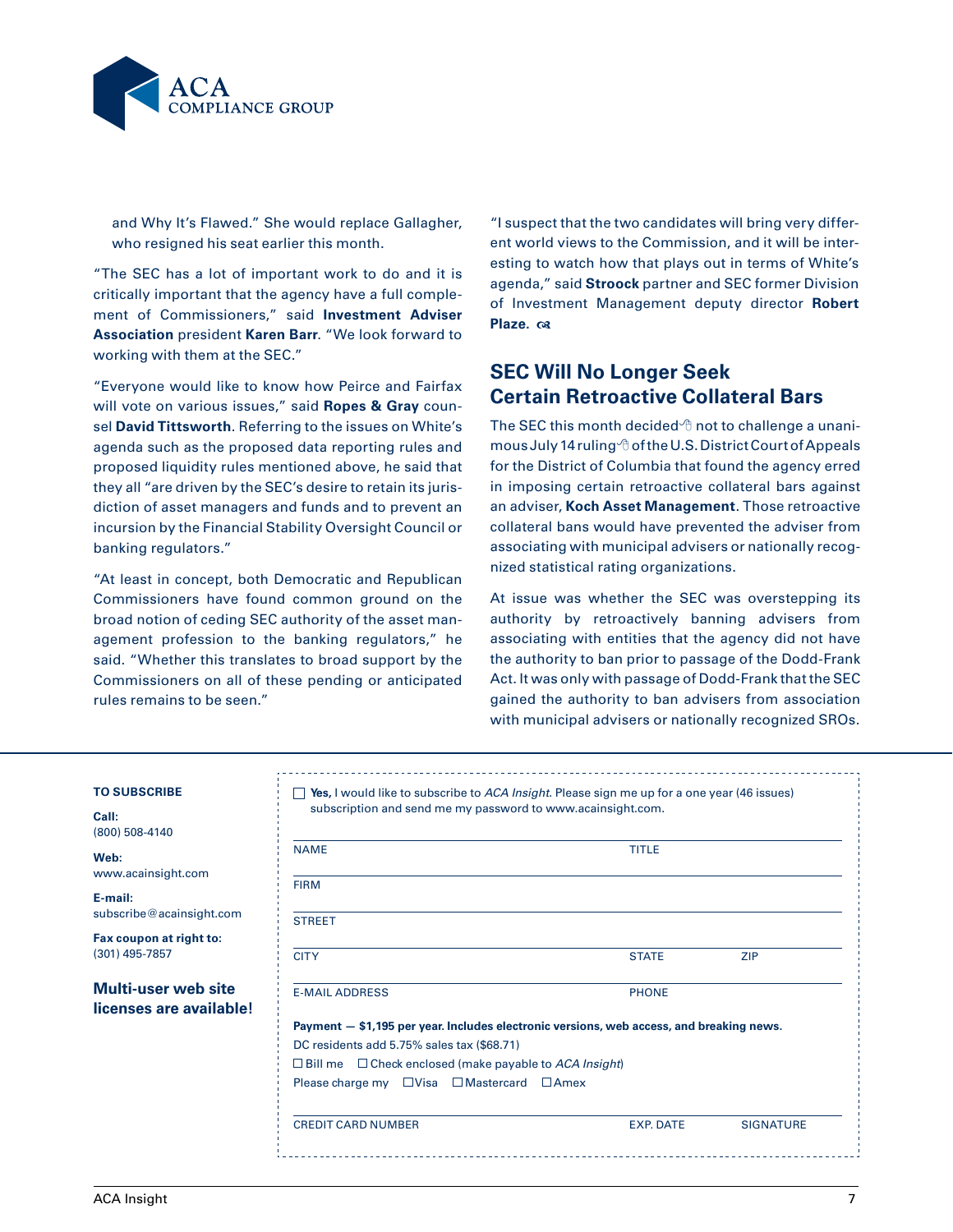and Why It's Flawed." She would replace Gallagher, who resigned his seat earlier this month.

"The SEC has a lot of important work to do and it is critically important that the agency have a full complement of Commissioners," said **Investment Adviser Association** president **Karen Barr**. "We look forward to working with them at the SEC."

"Everyone would like to know how Peirce and Fairfax will vote on various issues," said **Ropes & Gray** counsel **David Tittsworth**. Referring to the issues on White's agenda such as the proposed data reporting rules and proposed liquidity rules mentioned above, he said that they all "are driven by the SEC's desire to retain its jurisdiction of asset managers and funds and to prevent an incursion by the Financial Stability Oversight Council or banking regulators."

"At least in concept, both Democratic and Republican Commissioners have found common ground on the broad notion of ceding SEC authority of the asset management profession to the banking regulators," he said. "Whether this translates to broad support by the Commissioners on all of these pending or anticipated rules remains to be seen."

"I suspect that the two candidates will bring very different world views to the Commission, and it will be interesting to watch how that plays out in terms of White's agenda," said **Stroock** partner and SEC former Division of Investment Management deputy director **Robert Plaze.**

## SEC Will No Longer Seek Certain Retroactive Collateral Bars

The SEC this month decided not to challenge a unanimous July 14 ruling of the U.S. District Court of Appeals for the District of Columbia that found the agency erred in imposing certain retroactive collateral bars against an adviser, **Koch Asset Management**. Those retroactive collateral bans would have prevented the adviser from associating with municipal advisers or nationally recognized statistical rating organizations.

At issue was whether the SEC was overstepping its authority by retroactively banning advisers from associating with entities that the agency did not have the authority to ban prior to passage of the Dodd-Frank Act. It was only with passage of Dodd-Frank that the SEC gained the authority to ban advisers from association with municipal advisers or nationally recognized SROs.

---

**TO SUBSCRIBE**

**Call:**
(800) 508-4140

**Web:**
www.acainsight.com

**E-mail:**
subscribe@acainsight.com

**Fax coupon at right to:**
(301) 495-7857

**Multi-user web site licenses are available!**

☐ **Yes,** I would like to subscribe to *ACA Insight*. Please sign me up for a one year (46 issues) subscription and send me my password to www.acainsight.com.

NAME ____________________ TITLE ____________________

FIRM ____________________

STREET ____________________

CITY ____________________ STATE __________ ZIP __________

E-MAIL ADDRESS ____________________ PHONE ____________________

**Payment — $1,195 per year. Includes electronic versions, web access, and breaking news.**

DC residents add 5.75% sales tax ($68.71)

☐ Bill me ☐ Check enclosed (make payable to *ACA Insight*)

Please charge my ☐ Visa ☐ Mastercard ☐ Amex

CREDIT CARD NUMBER ____________________ EXP. DATE __________ SIGNATURE __________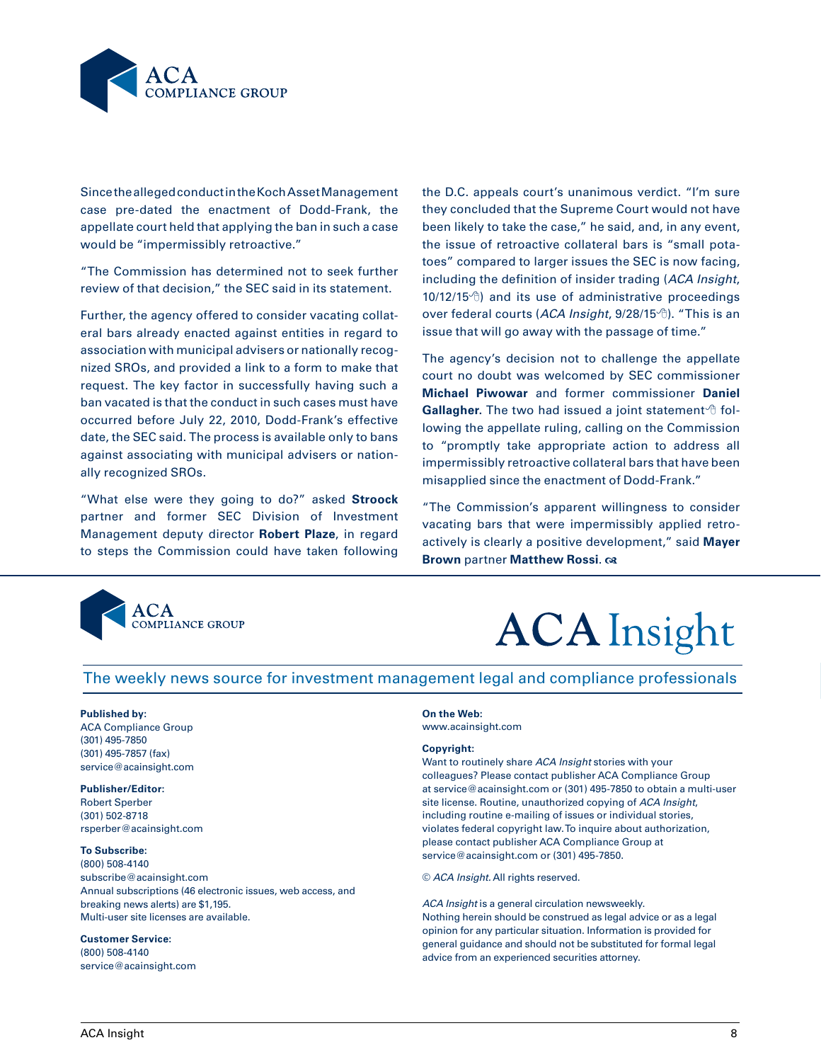Since the alleged conduct in the Koch Asset Management case pre-dated the enactment of Dodd-Frank, the appellate court held that applying the ban in such a case would be "impermissibly retroactive."

"The Commission has determined not to seek further review of that decision," the SEC said in its statement.

Further, the agency offered to consider vacating collateral bars already enacted against entities in regard to association with municipal advisers or nationally recognized SROs, and provided a link to a form to make that request. The key factor in successfully having such a ban vacated is that the conduct in such cases must have occurred before July 22, 2010, Dodd-Frank's effective date, the SEC said. The process is available only to bans against associating with municipal advisers or nationally recognized SROs.

"What else were they going to do?" asked **Stroock** partner and former SEC Division of Investment Management deputy director **Robert Plaze**, in regard to steps the Commission could have taken following the D.C. appeals court's unanimous verdict. "I'm sure they concluded that the Supreme Court would not have been likely to take the case," he said, and, in any event, the issue of retroactive collateral bars is "small potatoes" compared to larger issues the SEC is now facing, including the definition of insider trading (*ACA Insight*, 10/12/15) and its use of administrative proceedings over federal courts (*ACA Insight*, 9/28/15). "This is an issue that will go away with the passage of time."

The agency's decision not to challenge the appellate court no doubt was welcomed by SEC commissioner **Michael Piwowar** and former commissioner **Daniel Gallagher**. The two had issued a joint statement following the appellate ruling, calling on the Commission to "promptly take appropriate action to address all impermissibly retroactive collateral bars that have been misapplied since the enactment of Dodd-Frank."

"The Commission's apparent willingness to consider vacating bars that were impermissibly applied retroactively is clearly a positive development," said **Mayer Brown** partner **Matthew Rossi**.

# ACA Insight

The weekly news source for investment management legal and compliance professionals

**Published by:**
ACA Compliance Group
(301) 495-7850
(301) 495-7857 (fax)
service@acainsight.com

**Publisher/Editor:**
Robert Sperber
(301) 502-8718
rsperber@acainsight.com

**To Subscribe:**
(800) 508-4140
subscribe@acainsight.com
Annual subscriptions (46 electronic issues, web access, and breaking news alerts) are $1,195.
Multi-user site licenses are available.

**Customer Service:**
(800) 508-4140
service@acainsight.com

**On the Web:**
www.acainsight.com

**Copyright:**
Want to routinely share *ACA Insight* stories with your colleagues? Please contact publisher ACA Compliance Group at service@acainsight.com or (301) 495-7850 to obtain a multi-user site license. Routine, unauthorized copying of *ACA Insight*, including routine e-mailing of issues or individual stories, violates federal copyright law. To inquire about authorization, please contact publisher ACA Compliance Group at service@acainsight.com or (301) 495-7850.

© *ACA Insight*. All rights reserved.

*ACA Insight* is a general circulation newsweekly.
Nothing herein should be construed as legal advice or as a legal opinion for any particular situation. Information is provided for general guidance and should not be substituted for formal legal advice from an experienced securities attorney.